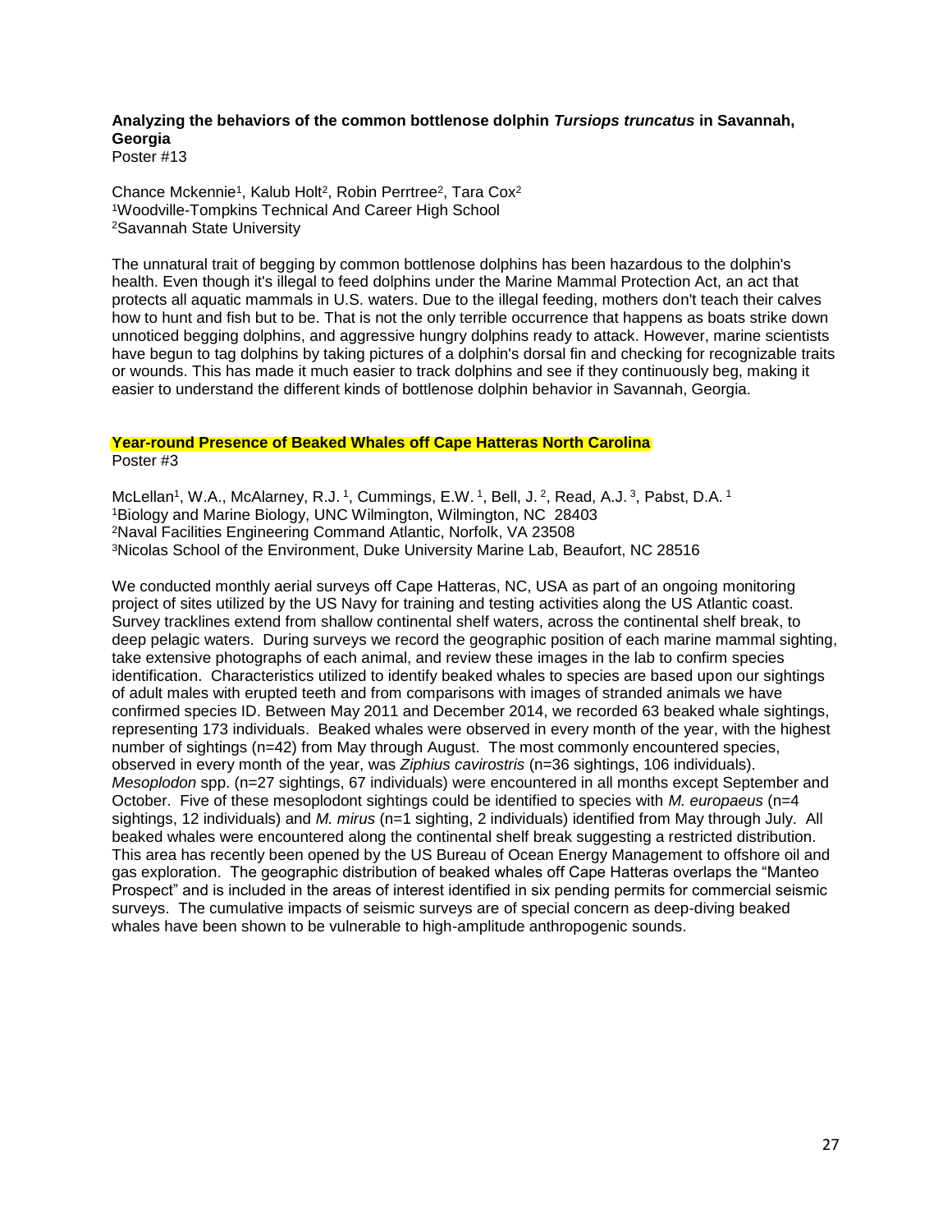**Analyzing the behaviors of the common bottlenose dolphin *Tursiops truncatus* in Savannah, Georgia**
Poster #13

Chance Mckennie[1], Kalub Holt[2], Robin Perrtree[2], Tara Cox[2]
[1]Woodville-Tompkins Technical And Career High School
[2]Savannah State University

The unnatural trait of begging by common bottlenose dolphins has been hazardous to the dolphin's health. Even though it's illegal to feed dolphins under the Marine Mammal Protection Act, an act that protects all aquatic mammals in U.S. waters. Due to the illegal feeding, mothers don't teach their calves how to hunt and fish but to be. That is not the only terrible occurrence that happens as boats strike down unnoticed begging dolphins, and aggressive hungry dolphins ready to attack. However, marine scientists have begun to tag dolphins by taking pictures of a dolphin's dorsal fin and checking for recognizable traits or wounds. This has made it much easier to track dolphins and see if they continuously beg, making it easier to understand the different kinds of bottlenose dolphin behavior in Savannah, Georgia.

**Year-round Presence of Beaked Whales off Cape Hatteras North Carolina**
Poster #3

McLellan[1], W.A., McAlarney, R.J. [1], Cummings, E.W. [1], Bell, J. [2], Read, A.J. [3], Pabst, D.A. [1]
[1]Biology and Marine Biology, UNC Wilmington, Wilmington, NC 28403
[2]Naval Facilities Engineering Command Atlantic, Norfolk, VA 23508
[3]Nicolas School of the Environment, Duke University Marine Lab, Beaufort, NC 28516

We conducted monthly aerial surveys off Cape Hatteras, NC, USA as part of an ongoing monitoring project of sites utilized by the US Navy for training and testing activities along the US Atlantic coast. Survey tracklines extend from shallow continental shelf waters, across the continental shelf break, to deep pelagic waters. During surveys we record the geographic position of each marine mammal sighting, take extensive photographs of each animal, and review these images in the lab to confirm species identification. Characteristics utilized to identify beaked whales to species are based upon our sightings of adult males with erupted teeth and from comparisons with images of stranded animals we have confirmed species ID. Between May 2011 and December 2014, we recorded 63 beaked whale sightings, representing 173 individuals. Beaked whales were observed in every month of the year, with the highest number of sightings (n=42) from May through August. The most commonly encountered species, observed in every month of the year, was *Ziphius cavirostris* (n=36 sightings, 106 individuals). *Mesoplodon* spp. (n=27 sightings, 67 individuals) were encountered in all months except September and October. Five of these mesoplodont sightings could be identified to species with *M. europaeus* (n=4 sightings, 12 individuals) and *M. mirus* (n=1 sighting, 2 individuals) identified from May through July. All beaked whales were encountered along the continental shelf break suggesting a restricted distribution. This area has recently been opened by the US Bureau of Ocean Energy Management to offshore oil and gas exploration. The geographic distribution of beaked whales off Cape Hatteras overlaps the "Manteo Prospect" and is included in the areas of interest identified in six pending permits for commercial seismic surveys. The cumulative impacts of seismic surveys are of special concern as deep-diving beaked whales have been shown to be vulnerable to high-amplitude anthropogenic sounds.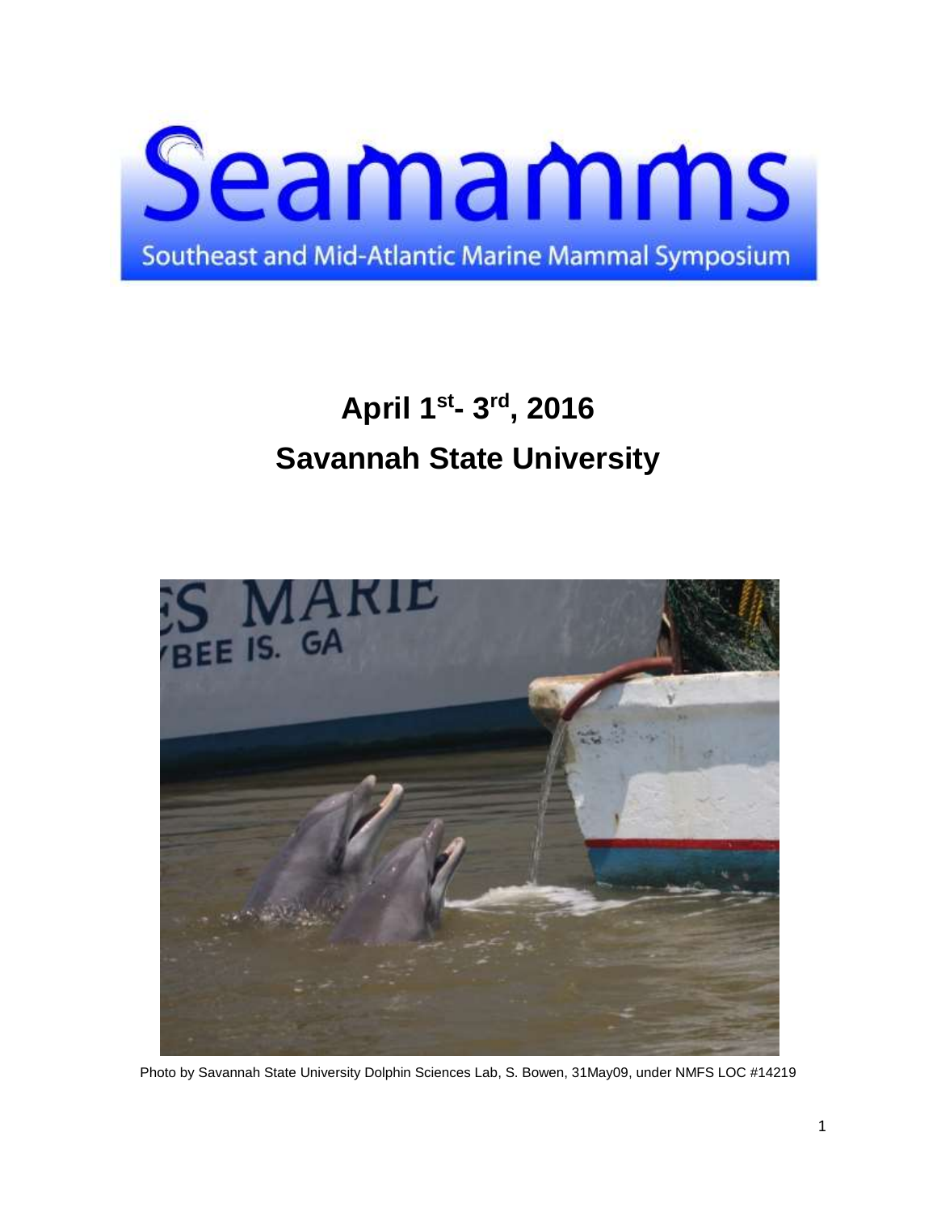# Seamamms

Southeast and Mid-Atlantic Marine Mammal Symposium

## April 1st- 3rd, 2016

## Savannah State University

Photo by Savannah State University Dolphin Sciences Lab, S. Bowen, 31May09, under NMFS LOC #14219